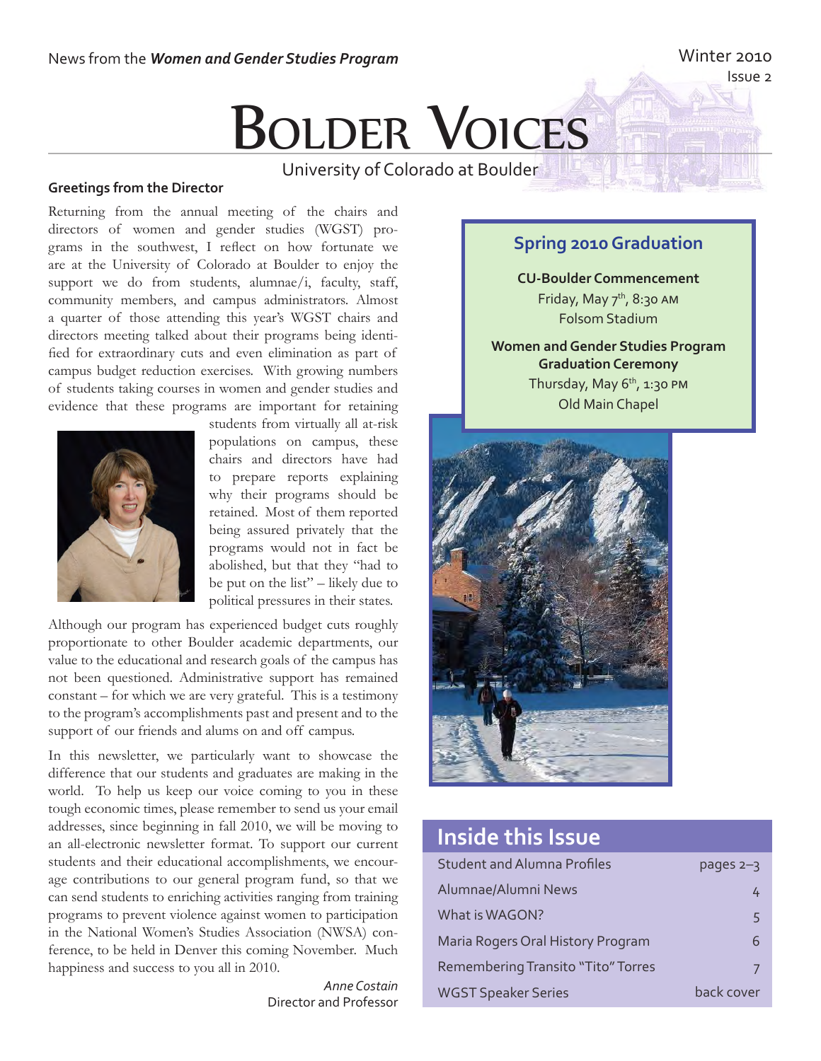News from the ***Women and Gender Studies Program***

Winter 2010
Issue 2

# Bolder Voices

University of Colorado at Boulder

## Greetings from the Director

Returning from the annual meeting of the chairs and directors of women and gender studies (WGST) programs in the southwest, I reflect on how fortunate we are at the University of Colorado at Boulder to enjoy the support we do from students, alumnae/i, faculty, staff, community members, and campus administrators. Almost a quarter of those attending this year's WGST chairs and directors meeting talked about their programs being identified for extraordinary cuts and even elimination as part of campus budget reduction exercises. With growing numbers of students taking courses in women and gender studies and evidence that these programs are important for retaining students from virtually all at-risk populations on campus, these chairs and directors have had to prepare reports explaining why their programs should be retained. Most of them reported being assured privately that the programs would not in fact be abolished, but that they "had to be put on the list" – likely due to political pressures in their states.

Although our program has experienced budget cuts roughly proportionate to other Boulder academic departments, our value to the educational and research goals of the campus has not been questioned. Administrative support has remained constant – for which we are very grateful. This is a testimony to the program's accomplishments past and present and to the support of our friends and alums on and off campus.

In this newsletter, we particularly want to showcase the difference that our students and graduates are making in the world. To help us keep our voice coming to you in these tough economic times, please remember to send us your email addresses, since beginning in fall 2010, we will be moving to an all-electronic newsletter format. To support our current students and their educational accomplishments, we encourage contributions to our general program fund, so that we can send students to enriching activities ranging from training programs to prevent violence against women to participation in the National Women's Studies Association (NWSA) conference, to be held in Denver this coming November. Much happiness and success to you all in 2010.

*Anne Costain*
Director and Professor

## Spring 2010 Graduation

**CU-Boulder Commencement**
Friday, May 7th, 8:30 AM
Folsom Stadium

**Women and Gender Studies Program Graduation Ceremony**
Thursday, May 6th, 1:30 PM
Old Main Chapel

## Inside this Issue

| | |
|---|---|
| Student and Alumna Profiles | pages 2–3 |
| Alumnae/Alumni News | 4 |
| What is WAGON? | 5 |
| Maria Rogers Oral History Program | 6 |
| Remembering Transito "Tito" Torres | 7 |
| WGST Speaker Series | back cover |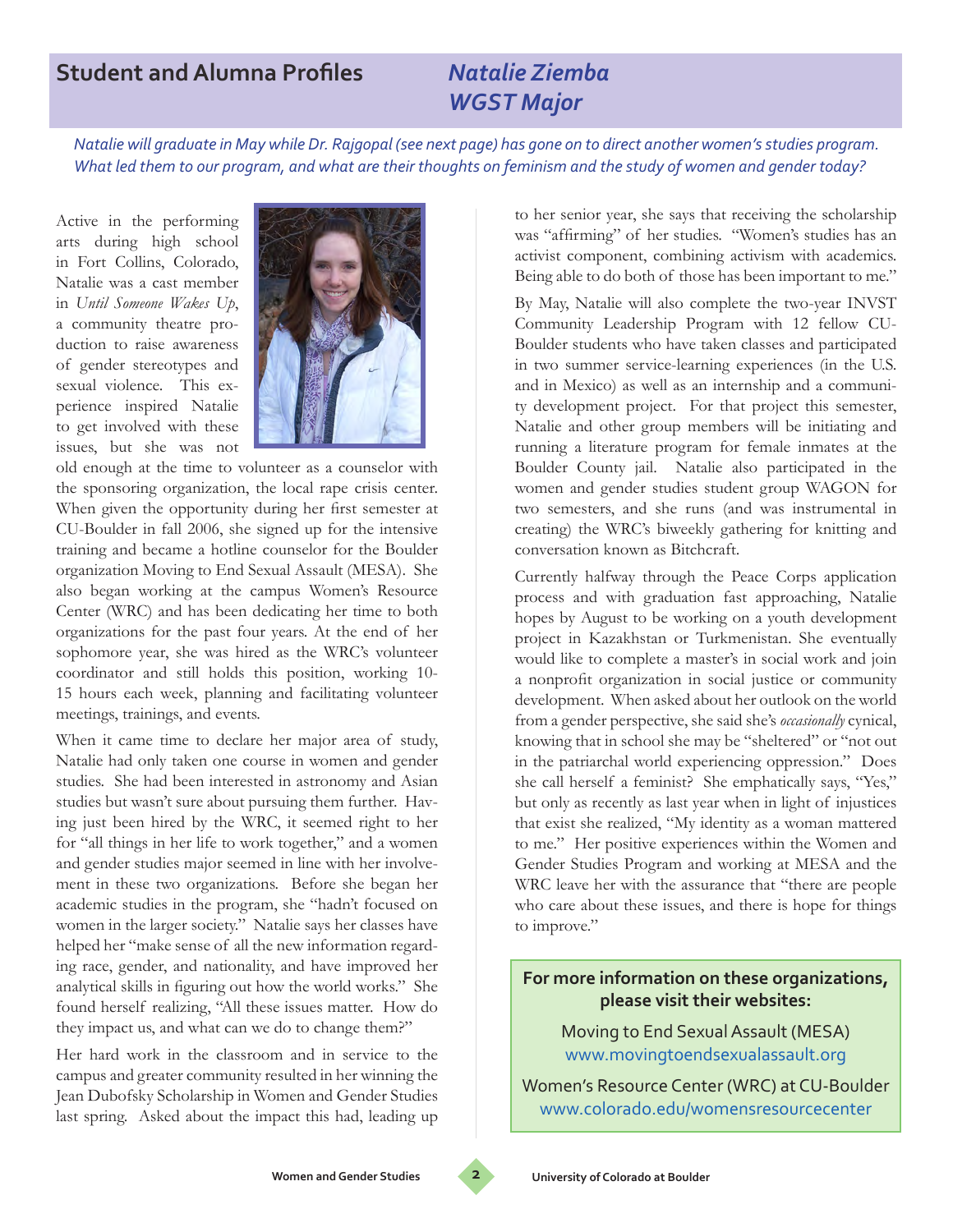## Student and Alumna Profiles

## *Natalie Ziemba*
## *WGST Major*

*Natalie will graduate in May while Dr. Rajgopal (see next page) has gone on to direct another women's studies program. What led them to our program, and what are their thoughts on feminism and the study of women and gender today?*

Active in the performing arts during high school in Fort Collins, Colorado, Natalie was a cast member in *Until Someone Wakes Up*, a community theatre production to raise awareness of gender stereotypes and sexual violence. This experience inspired Natalie to get involved with these issues, but she was not old enough at the time to volunteer as a counselor with the sponsoring organization, the local rape crisis center. When given the opportunity during her first semester at CU-Boulder in fall 2006, she signed up for the intensive training and became a hotline counselor for the Boulder organization Moving to End Sexual Assault (MESA). She also began working at the campus Women's Resource Center (WRC) and has been dedicating her time to both organizations for the past four years. At the end of her sophomore year, she was hired as the WRC's volunteer coordinator and still holds this position, working 10-15 hours each week, planning and facilitating volunteer meetings, trainings, and events.

When it came time to declare her major area of study, Natalie had only taken one course in women and gender studies. She had been interested in astronomy and Asian studies but wasn't sure about pursuing them further. Having just been hired by the WRC, it seemed right to her for "all things in her life to work together," and a women and gender studies major seemed in line with her involvement in these two organizations. Before she began her academic studies in the program, she "hadn't focused on women in the larger society." Natalie says her classes have helped her "make sense of all the new information regarding race, gender, and nationality, and have improved her analytical skills in figuring out how the world works." She found herself realizing, "All these issues matter. How do they impact us, and what can we do to change them?"

Her hard work in the classroom and in service to the campus and greater community resulted in her winning the Jean Dubofsky Scholarship in Women and Gender Studies last spring. Asked about the impact this had, leading up to her senior year, she says that receiving the scholarship was "affirming" of her studies. "Women's studies has an activist component, combining activism with academics. Being able to do both of those has been important to me."

By May, Natalie will also complete the two-year INVST Community Leadership Program with 12 fellow CU-Boulder students who have taken classes and participated in two summer service-learning experiences (in the U.S. and in Mexico) as well as an internship and a community development project. For that project this semester, Natalie and other group members will be initiating and running a literature program for female inmates at the Boulder County jail. Natalie also participated in the women and gender studies student group WAGON for two semesters, and she runs (and was instrumental in creating) the WRC's biweekly gathering for knitting and conversation known as Bitchcraft.

Currently halfway through the Peace Corps application process and with graduation fast approaching, Natalie hopes by August to be working on a youth development project in Kazakhstan or Turkmenistan. She eventually would like to complete a master's in social work and join a nonprofit organization in social justice or community development. When asked about her outlook on the world from a gender perspective, she said she's *occasionally* cynical, knowing that in school she may be "sheltered" or "not out in the patriarchal world experiencing oppression." Does she call herself a feminist? She emphatically says, "Yes," but only as recently as last year when in light of injustices that exist she realized, "My identity as a woman mattered to me." Her positive experiences within the Women and Gender Studies Program and working at MESA and the WRC leave her with the assurance that "there are people who care about these issues, and there is hope for things to improve."

**For more information on these organizations, please visit their websites:**

Moving to End Sexual Assault (MESA)
www.movingtoendsexualassault.org

Women's Resource Center (WRC) at CU-Boulder
www.colorado.edu/womensresourcecenter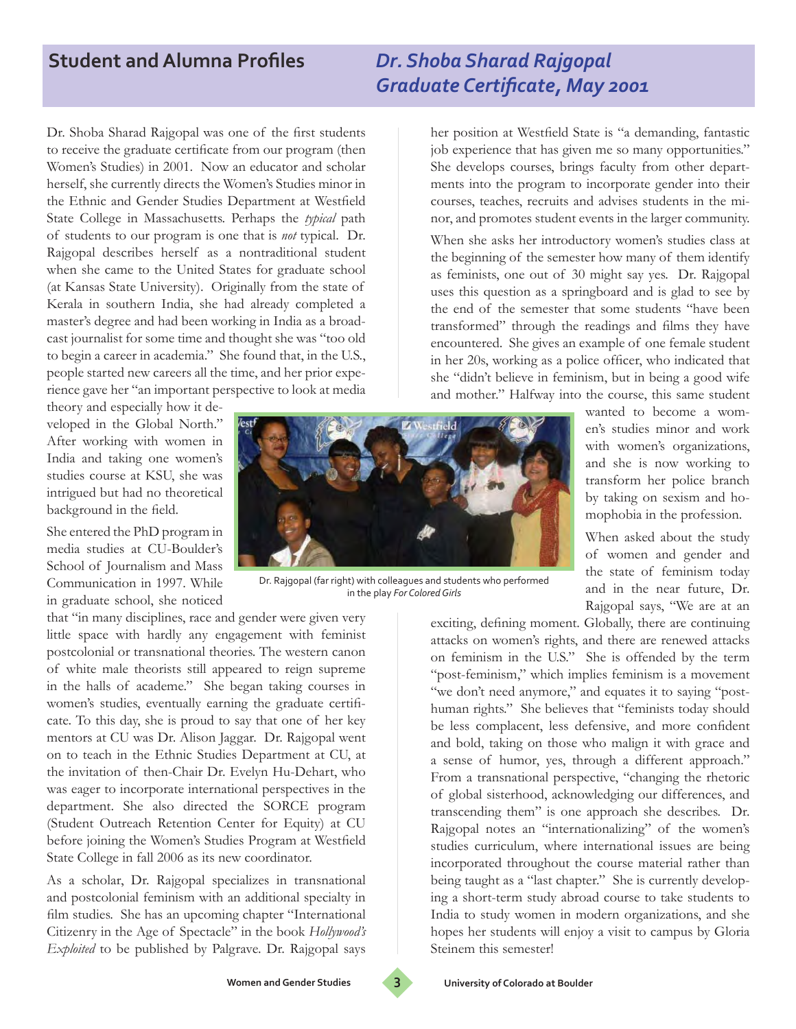## Student and Alumna Profiles

## *Dr. Shoba Sharad Rajgopal*
## *Graduate Certificate, May 2001*

Dr. Shoba Sharad Rajgopal was one of the first students to receive the graduate certificate from our program (then Women's Studies) in 2001. Now an educator and scholar herself, she currently directs the Women's Studies minor in the Ethnic and Gender Studies Department at Westfield State College in Massachusetts. Perhaps the *typical* path of students to our program is one that is *not* typical. Dr. Rajgopal describes herself as a nontraditional student when she came to the United States for graduate school (at Kansas State University). Originally from the state of Kerala in southern India, she had already completed a master's degree and had been working in India as a broadcast journalist for some time and thought she was "too old to begin a career in academia." She found that, in the U.S., people started new careers all the time, and her prior experience gave her "an important perspective to look at media theory and especially how it developed in the Global North." After working with women in India and taking one women's studies course at KSU, she was intrigued but had no theoretical background in the field.

She entered the PhD program in media studies at CU-Boulder's School of Journalism and Mass Communication in 1997. While in graduate school, she noticed that "in many disciplines, race and gender were given very little space with hardly any engagement with feminist postcolonial or transnational theories. The western canon of white male theorists still appeared to reign supreme in the halls of academe." She began taking courses in women's studies, eventually earning the graduate certificate. To this day, she is proud to say that one of her key mentors at CU was Dr. Alison Jaggar. Dr. Rajgopal went on to teach in the Ethnic Studies Department at CU, at the invitation of then-Chair Dr. Evelyn Hu-Dehart, who was eager to incorporate international perspectives in the department. She also directed the SORCE program (Student Outreach Retention Center for Equity) at CU before joining the Women's Studies Program at Westfield State College in fall 2006 as its new coordinator.

As a scholar, Dr. Rajgopal specializes in transnational and postcolonial feminism with an additional specialty in film studies. She has an upcoming chapter "International Citizenry in the Age of Spectacle" in the book *Hollywood's Exploited* to be published by Palgrave. Dr. Rajgopal says her position at Westfield State is "a demanding, fantastic job experience that has given me so many opportunities." She develops courses, brings faculty from other departments into the program to incorporate gender into their courses, teaches, recruits and advises students in the minor, and promotes student events in the larger community.

When she asks her introductory women's studies class at the beginning of the semester how many of them identify as feminists, one out of 30 might say yes. Dr. Rajgopal uses this question as a springboard and is glad to see by the end of the semester that some students "have been transformed" through the readings and films they have encountered. She gives an example of one female student in her 20s, working as a police officer, who indicated that she "didn't believe in feminism, but in being a good wife and mother." Halfway into the course, this same student wanted to become a women's studies minor and work with women's organizations, and she is now working to transform her police branch by taking on sexism and homophobia in the profession.

Dr. Rajgopal (far right) with colleagues and students who performed in the play *For Colored Girls*

When asked about the study of women and gender and the state of feminism today and in the near future, Dr. Rajgopal says, "We are at an exciting, defining moment. Globally, there are continuing attacks on women's rights, and there are renewed attacks on feminism in the U.S." She is offended by the term "post-feminism," which implies feminism is a movement "we don't need anymore," and equates it to saying "post-human rights." She believes that "feminists today should be less complacent, less defensive, and more confident and bold, taking on those who malign it with grace and a sense of humor, yes, through a different approach." From a transnational perspective, "changing the rhetoric of global sisterhood, acknowledging our differences, and transcending them" is one approach she describes. Dr. Rajgopal notes an "internationalizing" of the women's studies curriculum, where international issues are being incorporated throughout the course material rather than being taught as a "last chapter." She is currently developing a short-term study abroad course to take students to India to study women in modern organizations, and she hopes her students will enjoy a visit to campus by Gloria Steinem this semester!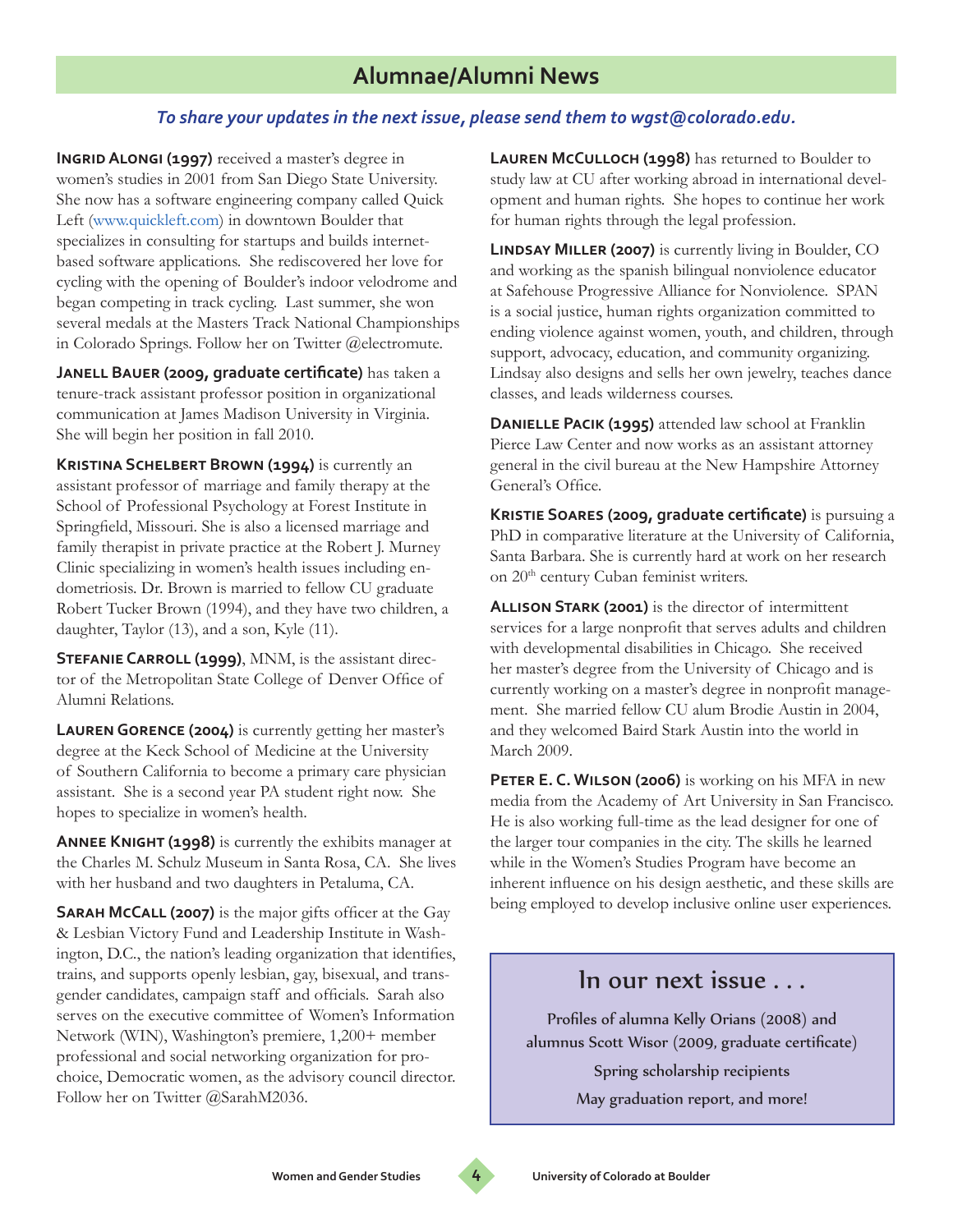## Alumnae/Alumni News

***To share your updates in the next issue, please send them to wgst@colorado.edu.***

**Ingrid Alongi (1997)** received a master's degree in women's studies in 2001 from San Diego State University. She now has a software engineering company called Quick Left (www.quickleft.com) in downtown Boulder that specializes in consulting for startups and builds internet-based software applications. She rediscovered her love for cycling with the opening of Boulder's indoor velodrome and began competing in track cycling. Last summer, she won several medals at the Masters Track National Championships in Colorado Springs. Follow her on Twitter @electromute.

**Janell Bauer (2009, graduate certificate)** has taken a tenure-track assistant professor position in organizational communication at James Madison University in Virginia. She will begin her position in fall 2010.

**Kristina Schelbert Brown (1994)** is currently an assistant professor of marriage and family therapy at the School of Professional Psychology at Forest Institute in Springfield, Missouri. She is also a licensed marriage and family therapist in private practice at the Robert J. Murney Clinic specializing in women's health issues including endometriosis. Dr. Brown is married to fellow CU graduate Robert Tucker Brown (1994), and they have two children, a daughter, Taylor (13), and a son, Kyle (11).

**Stefanie Carroll (1999)**, MNM, is the assistant director of the Metropolitan State College of Denver Office of Alumni Relations.

**Lauren Gorence (2004)** is currently getting her master's degree at the Keck School of Medicine at the University of Southern California to become a primary care physician assistant. She is a second year PA student right now. She hopes to specialize in women's health.

**Annee Knight (1998)** is currently the exhibits manager at the Charles M. Schulz Museum in Santa Rosa, CA. She lives with her husband and two daughters in Petaluma, CA.

**Sarah McCall (2007)** is the major gifts officer at the Gay & Lesbian Victory Fund and Leadership Institute in Washington, D.C., the nation's leading organization that identifies, trains, and supports openly lesbian, gay, bisexual, and transgender candidates, campaign staff and officials. Sarah also serves on the executive committee of Women's Information Network (WIN), Washington's premiere, 1,200+ member professional and social networking organization for pro-choice, Democratic women, as the advisory council director. Follow her on Twitter @SarahM2036.

**Lauren McCulloch (1998)** has returned to Boulder to study law at CU after working abroad in international development and human rights. She hopes to continue her work for human rights through the legal profession.

**Lindsay Miller (2007)** is currently living in Boulder, CO and working as the spanish bilingual nonviolence educator at Safehouse Progressive Alliance for Nonviolence. SPAN is a social justice, human rights organization committed to ending violence against women, youth, and children, through support, advocacy, education, and community organizing. Lindsay also designs and sells her own jewelry, teaches dance classes, and leads wilderness courses.

**Danielle Pacik (1995)** attended law school at Franklin Pierce Law Center and now works as an assistant attorney general in the civil bureau at the New Hampshire Attorney General's Office.

**Kristie Soares (2009, graduate certificate)** is pursuing a PhD in comparative literature at the University of California, Santa Barbara. She is currently hard at work on her research on 20th century Cuban feminist writers.

**Allison Stark (2001)** is the director of intermittent services for a large nonprofit that serves adults and children with developmental disabilities in Chicago. She received her master's degree from the University of Chicago and is currently working on a master's degree in nonprofit management. She married fellow CU alum Brodie Austin in 2004, and they welcomed Baird Stark Austin into the world in March 2009.

**Peter E. C. Wilson (2006)** is working on his MFA in new media from the Academy of Art University in San Francisco. He is also working full-time as the lead designer for one of the larger tour companies in the city. The skills he learned while in the Women's Studies Program have become an inherent influence on his design aesthetic, and these skills are being employed to develop inclusive online user experiences.

### In our next issue . . .

Profiles of alumna Kelly Orians (2008) and alumnus Scott Wisor (2009, graduate certificate)

Spring scholarship recipients

May graduation report, and more!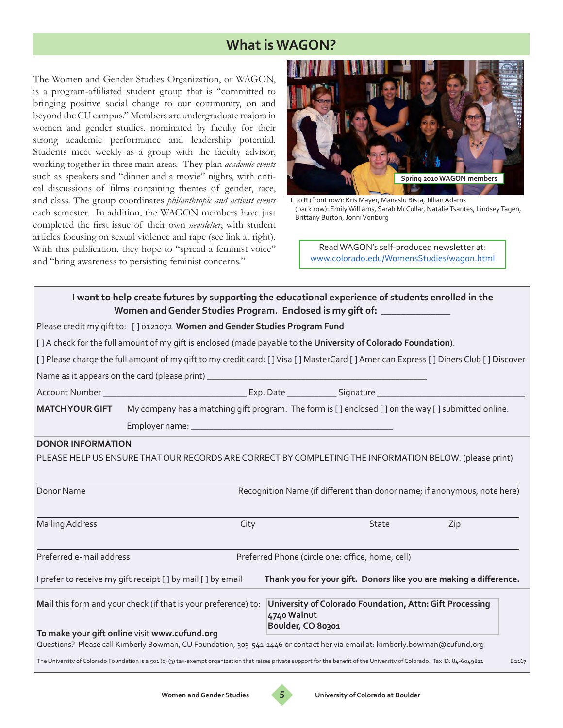## What is WAGON?

The Women and Gender Studies Organization, or WAGON, is a program-affiliated student group that is "committed to bringing positive social change to our community, on and beyond the CU campus." Members are undergraduate majors in women and gender studies, nominated by faculty for their strong academic performance and leadership potential. Students meet weekly as a group with the faculty advisor, working together in three main areas. They plan *academic events* such as speakers and "dinner and a movie" nights, with critical discussions of films containing themes of gender, race, and class. The group coordinates *philanthropic and activist events* each semester. In addition, the WAGON members have just completed the first issue of their own *newsletter*, with student articles focusing on sexual violence and rape (see link at right). With this publication, they hope to "spread a feminist voice" and "bring awareness to persisting feminist concerns."

Spring 2010 WAGON members

L to R (front row): Kris Mayer, Manaslu Bista, Jillian Adams
(back row): Emily Williams, Sarah McCullar, Natalie Tsantes, Lindsey Tagen, Brittany Burton, Jonni Vonburg

Read WAGON's self-produced newsletter at:
www.colorado.edu/WomensStudies/wagon.html

---

**I want to help create futures by supporting the educational experience of students enrolled in the Women and Gender Studies Program. Enclosed is my gift of: ____________**

Please credit my gift to: [ ] 0121072 **Women and Gender Studies Program Fund**

[ ] A check for the full amount of my gift is enclosed (made payable to the **University of Colorado Foundation**).

[ ] Please charge the full amount of my gift to my credit card: [ ] Visa [ ] MasterCard [ ] American Express [ ] Diners Club [ ] Discover

Name as it appears on the card (please print) ____________________________________________

Account Number ____________________________ Exp. Date __________ Signature ____________________________

**MATCH YOUR GIFT** My company has a matching gift program. The form is [ ] enclosed [ ] on the way [ ] submitted online.

Employer name: ________________________________________

**DONOR INFORMATION**

PLEASE HELP US ENSURE THAT OUR RECORDS ARE CORRECT BY COMPLETING THE INFORMATION BELOW. (please print)

Donor Name ______ Recognition Name (if different than donor name; if anonymous, note here) ______

Mailing Address ______ City ______ State ______ Zip ______

Preferred e-mail address ______ Preferred Phone (circle one: office, home, cell) ______

I prefer to receive my gift receipt [ ] by mail [ ] by email **Thank you for your gift. Donors like you are making a difference.**

**Mail** this form and your check (if that is your preference) to:

**University of Colorado Foundation, Attn: Gift Processing**
**4740 Walnut**
**Boulder, CO 80301**

**To make your gift online** visit **www.cufund.org**

Questions? Please call Kimberly Bowman, CU Foundation, 303-541-1446 or contact her via email at: kimberly.bowman@cufund.org

The University of Colorado Foundation is a 501 (c) (3) tax-exempt organization that raises private support for the benefit of the University of Colorado. Tax ID: 84-6049811 B2167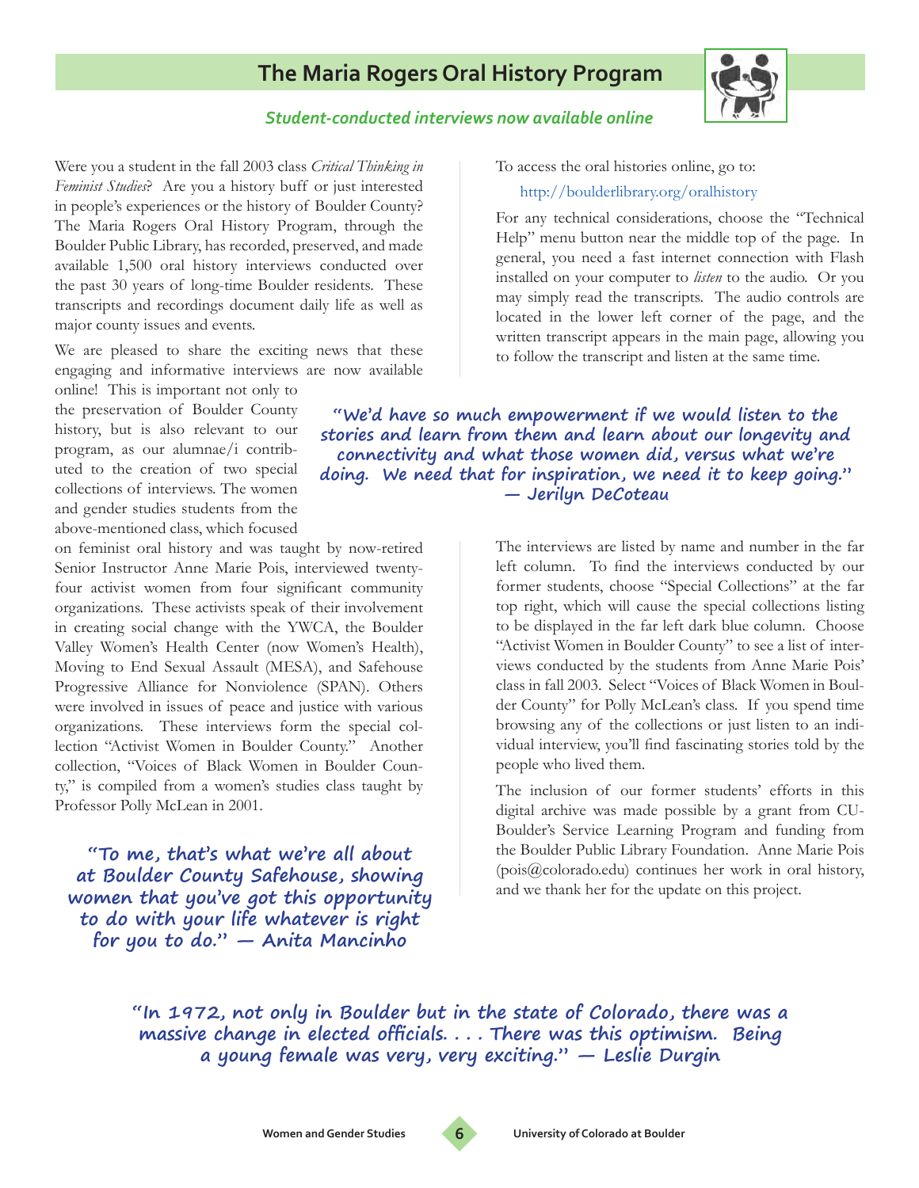# The Maria Rogers Oral History Program

***Student-conducted interviews now available online***

Were you a student in the fall 2003 class *Critical Thinking in Feminist Studies*? Are you a history buff or just interested in people's experiences or the history of Boulder County? The Maria Rogers Oral History Program, through the Boulder Public Library, has recorded, preserved, and made available 1,500 oral history interviews conducted over the past 30 years of long-time Boulder residents. These transcripts and recordings document daily life as well as major county issues and events.

We are pleased to share the exciting news that these engaging and informative interviews are now available online! This is important not only to the preservation of Boulder County history, but is also relevant to our program, as our alumnae/i contributed to the creation of two special collections of interviews. The women and gender studies students from the above-mentioned class, which focused on feminist oral history and was taught by now-retired Senior Instructor Anne Marie Pois, interviewed twenty-four activist women from four significant community organizations. These activists speak of their involvement in creating social change with the YWCA, the Boulder Valley Women's Health Center (now Women's Health), Moving to End Sexual Assault (MESA), and Safehouse Progressive Alliance for Nonviolence (SPAN). Others were involved in issues of peace and justice with various organizations. These interviews form the special collection "Activist Women in Boulder County." Another collection, "Voices of Black Women in Boulder County," is compiled from a women's studies class taught by Professor Polly McLean in 2001.

> **"To me, that's what we're all about at Boulder County Safehouse, showing women that you've got this opportunity to do with your life whatever is right for you to do." — Anita Mancinho**

To access the oral histories online, go to:

http://boulderlibrary.org/oralhistory

For any technical considerations, choose the "Technical Help" menu button near the middle top of the page. In general, you need a fast internet connection with Flash installed on your computer to *listen* to the audio. Or you may simply read the transcripts. The audio controls are located in the lower left corner of the page, and the written transcript appears in the main page, allowing you to follow the transcript and listen at the same time.

> **"We'd have so much empowerment if we would listen to the stories and learn from them and learn about our longevity and connectivity and what those women did, versus what we're doing. We need that for inspiration, we need it to keep going." — Jerilyn DeCoteau**

The interviews are listed by name and number in the far left column. To find the interviews conducted by our former students, choose "Special Collections" at the far top right, which will cause the special collections listing to be displayed in the far left dark blue column. Choose "Activist Women in Boulder County" to see a list of interviews conducted by the students from Anne Marie Pois' class in fall 2003. Select "Voices of Black Women in Boulder County" for Polly McLean's class. If you spend time browsing any of the collections or just listen to an individual interview, you'll find fascinating stories told by the people who lived them.

The inclusion of our former students' efforts in this digital archive was made possible by a grant from CU-Boulder's Service Learning Program and funding from the Boulder Public Library Foundation. Anne Marie Pois (pois@colorado.edu) continues her work in oral history, and we thank her for the update on this project.

> **"In 1972, not only in Boulder but in the state of Colorado, there was a massive change in elected officials. . . . There was this optimism. Being a young female was very, very exciting." — Leslie Durgin**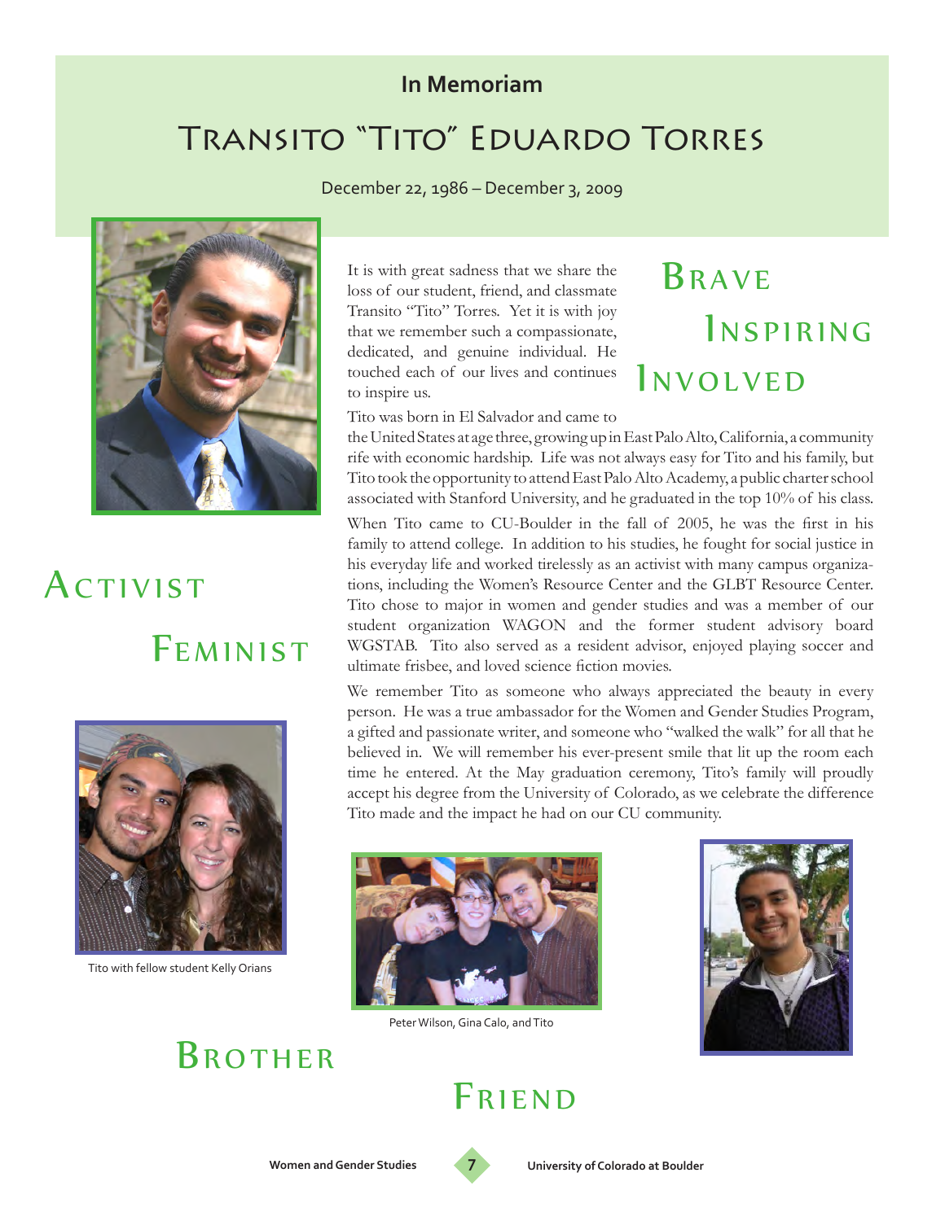**In Memoriam**

# Transito "Tito" Eduardo Torres

December 22, 1986 – December 3, 2009

It is with great sadness that we share the loss of our student, friend, and classmate Transito "Tito" Torres. Yet it is with joy that we remember such a compassionate, dedicated, and genuine individual. He touched each of our lives and continues to inspire us.

**Brave**

**Inspiring**

**Involved**

Tito was born in El Salvador and came to the United States at age three, growing up in East Palo Alto, California, a community rife with economic hardship. Life was not always easy for Tito and his family, but Tito took the opportunity to attend East Palo Alto Academy, a public charter school associated with Stanford University, and he graduated in the top 10% of his class.

When Tito came to CU-Boulder in the fall of 2005, he was the first in his family to attend college. In addition to his studies, he fought for social justice in his everyday life and worked tirelessly as an activist with many campus organizations, including the Women's Resource Center and the GLBT Resource Center. Tito chose to major in women and gender studies and was a member of our student organization WAGON and the former student advisory board WGSTAB. Tito also served as a resident advisor, enjoyed playing soccer and ultimate frisbee, and loved science fiction movies.

**Activist**

**Feminist**

We remember Tito as someone who always appreciated the beauty in every person. He was a true ambassador for the Women and Gender Studies Program, a gifted and passionate writer, and someone who "walked the walk" for all that he believed in. We will remember his ever-present smile that lit up the room each time he entered. At the May graduation ceremony, Tito's family will proudly accept his degree from the University of Colorado, as we celebrate the difference Tito made and the impact he had on our CU community.

Tito with fellow student Kelly Orians

Peter Wilson, Gina Calo, and Tito

**Brother**

**Friend**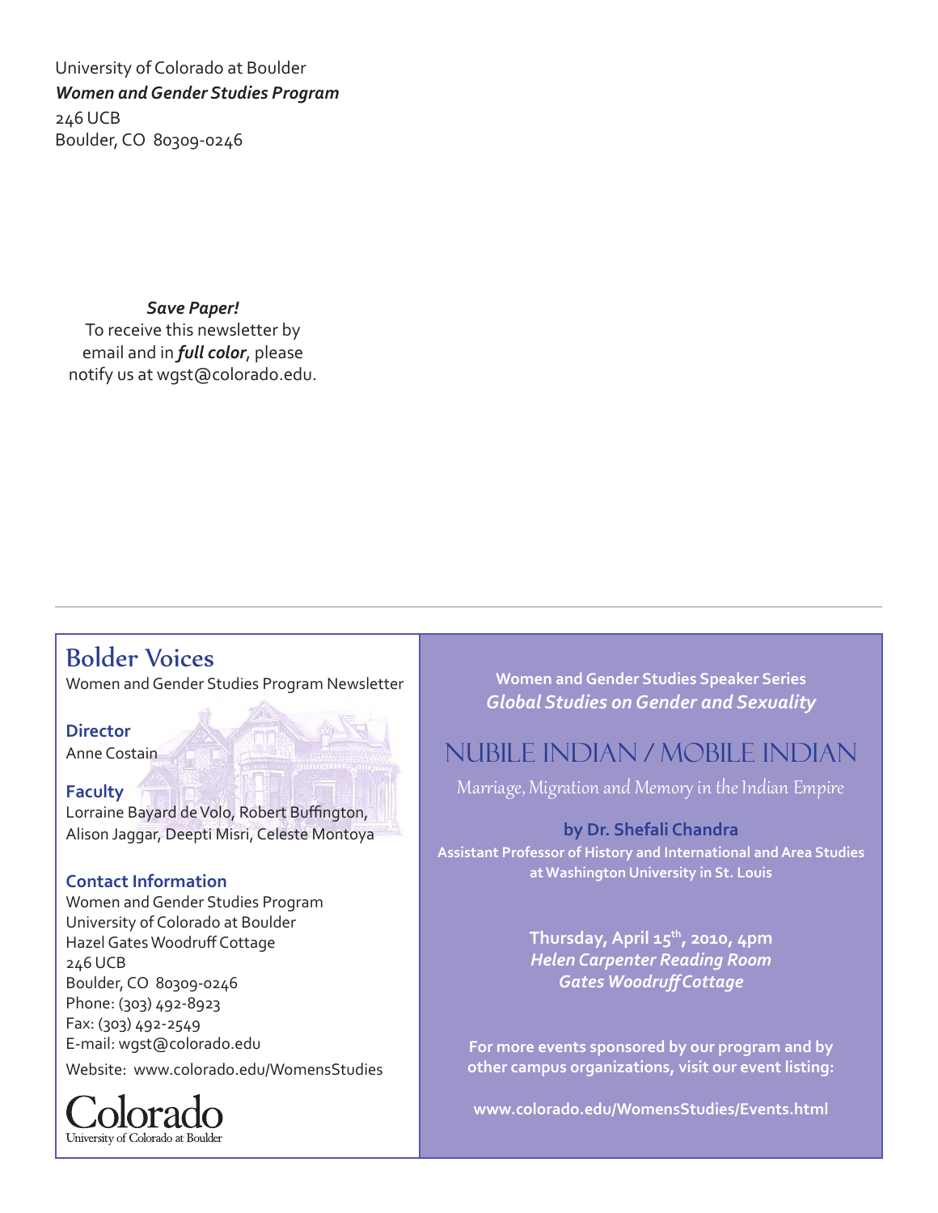University of Colorado at Boulder
***Women and Gender Studies Program***
246 UCB
Boulder, CO 80309-0246

***Save Paper!***
To receive this newsletter by email and in ***full color***, please notify us at wgst@colorado.edu.

---

## Bolder Voices

Women and Gender Studies Program Newsletter

**Director**
Anne Costain

**Faculty**
Lorraine Bayard de Volo, Robert Buffington, Alison Jaggar, Deepti Misri, Celeste Montoya

**Contact Information**
Women and Gender Studies Program
University of Colorado at Boulder
Hazel Gates Woodruff Cottage
246 UCB
Boulder, CO 80309-0246
Phone: (303) 492-8923
Fax: (303) 492-2549
E-mail: wgst@colorado.edu
Website: www.colorado.edu/WomensStudies

Colorado
University of Colorado at Boulder

**Women and Gender Studies Speaker Series**
***Global Studies on Gender and Sexuality***

## NUBILE INDIAN / MOBILE INDIAN

Marriage, Migration and Memory in the Indian Empire

**by Dr. Shefali Chandra**
**Assistant Professor of History and International and Area Studies at Washington University in St. Louis**

**Thursday, April 15th, 2010, 4pm**
***Helen Carpenter Reading Room***
***Gates Woodruff Cottage***

**For more events sponsored by our program and by other campus organizations, visit our event listing:**

**www.colorado.edu/WomensStudies/Events.html**